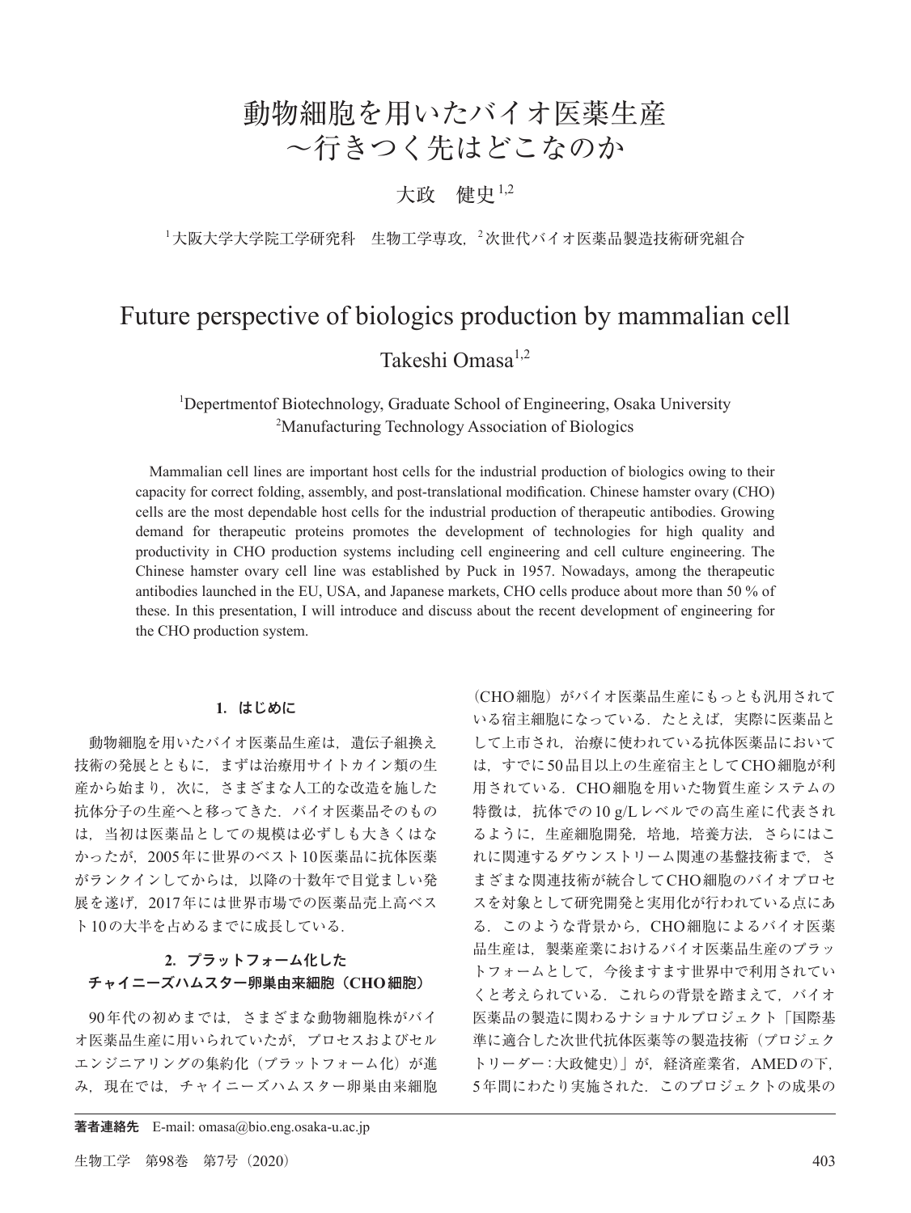# 動物細胞を用いたバイオ医薬生産～行きつく先はどこなのか

大政　健史[1,2]

[1]大阪大学大学院工学研究科　生物工学専攻，[2]次世代バイオ医薬品製造技術研究組合

# Future perspective of biologics production by mammalian cell

Takeshi Omasa[1,2]

[1]Depertmentof Biotechnology, Graduate School of Engineering, Osaka University
[2]Manufacturing Technology Association of Biologics

Mammalian cell lines are important host cells for the industrial production of biologics owing to their capacity for correct folding, assembly, and post-translational modification. Chinese hamster ovary (CHO) cells are the most dependable host cells for the industrial production of therapeutic antibodies. Growing demand for therapeutic proteins promotes the development of technologies for high quality and productivity in CHO production systems including cell engineering and cell culture engineering. The Chinese hamster ovary cell line was established by Puck in 1957. Nowadays, among the therapeutic antibodies launched in the EU, USA, and Japanese markets, CHO cells produce about more than 50 % of these. In this presentation, I will introduce and discuss about the recent development of engineering for the CHO production system.

## 1. はじめに

動物細胞を用いたバイオ医薬品生産は，遺伝子組換え技術の発展とともに，まずは治療用サイトカイン類の生産から始まり，次に，さまざまな人工的な改造を施した抗体分子の生産へと移ってきた．バイオ医薬品そのものは，当初は医薬品としての規模は必ずしも大きくはなかったが，2005年に世界のベスト10医薬品に抗体医薬がランクインしてからは，以降の十数年で目覚ましい発展を遂げ，2017年には世界市場での医薬品売上高ベスト10の大半を占めるまでに成長している．

## 2. プラットフォーム化したチャイニーズハムスター卵巣由来細胞（CHO細胞）

90年代の初めまでは，さまざまな動物細胞株がバイオ医薬品生産に用いられていたが，プロセスおよびセルエンジニアリングの集約化（プラットフォーム化）が進み，現在では，チャイニーズハムスター卵巣由来細胞（CHO細胞）がバイオ医薬品生産にもっとも汎用されている宿主細胞になっている．たとえば，実際に医薬品として上市され，治療に使われている抗体医薬品においては，すでに50品目以上の生産宿主としてCHO細胞が利用されている．CHO細胞を用いた物質生産システムの特徴は，抗体での10 g/Lレベルでの高生産に代表されるように，生産細胞開発，培地，培養方法，さらにはこれに関連するダウンストリーム関連の基盤技術まで，さまざまな関連技術が統合してCHO細胞のバイオプロセスを対象として研究開発と実用化が行われている点にある．このような背景から，CHO細胞によるバイオ医薬品生産は，製薬産業におけるバイオ医薬品生産のプラットフォームとして，今後ますます世界中で利用されていくと考えられている．これらの背景を踏まえて，バイオ医薬品の製造に関わるナショナルプロジェクト「国際基準に適合した次世代抗体医薬等の製造技術（プロジェクトリーダー：大政健史）」が，経済産業省，AMEDの下，5年間にわたり実施された．このプロジェクトの成果の

**著者連絡先**　E-mail: omasa@bio.eng.osaka-u.ac.jp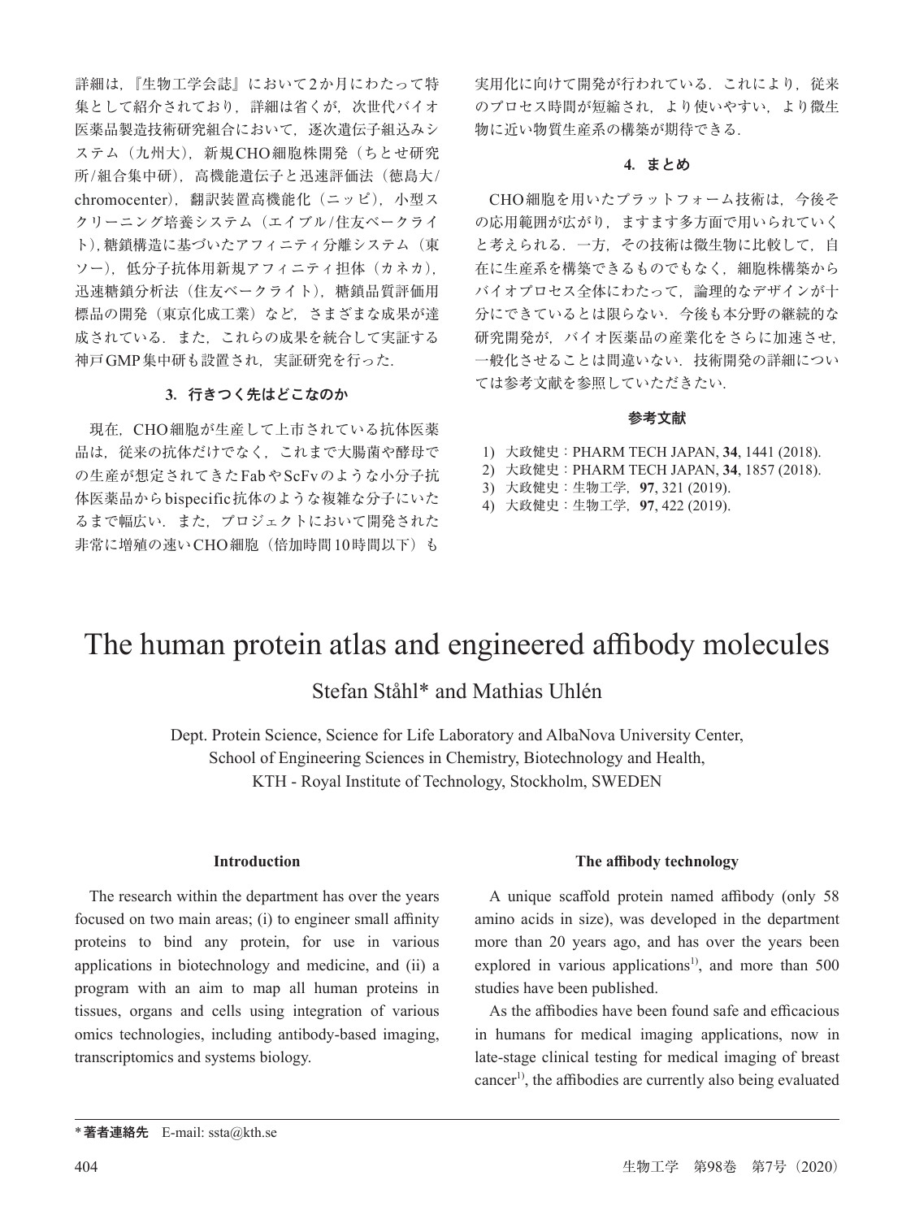詳細は，『生物工学会誌』において2か月にわたって特集として紹介されており，詳細は省くが，次世代バイオ医薬品製造技術研究組合において，逐次遺伝子組込みシステム（九州大），新規CHO細胞株開発（ちとせ研究所/組合集中研），高機能遺伝子と迅速評価法（徳島大/chromocenter），翻訳装置高機能化（ニッピ），小型スクリーニング培養システム（エイブル/住友ベークライト），糖鎖構造に基づいたアフィニティ分離システム（東ソー），低分子抗体用新規アフィニティ担体（カネカ），迅速糖鎖分析法（住友ベークライト），糖鎖品質評価用標品の開発（東京化成工業）など，さまざまな成果が達成されている．また，これらの成果を統合して実証する神戸GMP集中研も設置され，実証研究を行った．

### 3. 行きつく先はどこなのか

現在，CHO細胞が生産して上市されている抗体医薬品は，従来の抗体だけでなく，これまで大腸菌や酵母での生産が想定されてきたFabやScFvのような小分子抗体医薬品からbispecific抗体のような複雑な分子にいたるまで幅広い．また，プロジェクトにおいて開発された非常に増殖の速いCHO細胞（倍加時間10時間以下）も実用化に向けて開発が行われている．これにより，従来のプロセス時間が短縮され，より使いやすい，より微生物に近い物質生産系の構築が期待できる．

### 4. まとめ

CHO細胞を用いたプラットフォーム技術は，今後その応用範囲が広がり，ますます多方面で用いられていくと考えられる．一方，その技術は微生物に比較して，自在に生産系を構築できるものでもなく，細胞株構築からバイオプロセス全体にわたって，論理的なデザインが十分にできているとは限らない．今後も本分野の継続的な研究開発が，バイオ医薬品の産業化をさらに加速させ，一般化させることは間違いない．技術開発の詳細については参考文献を参照していただきたい．

### 参考文献

1) 大政健史：PHARM TECH JAPAN, **34**, 1441 (2018).
2) 大政健史：PHARM TECH JAPAN, **34**, 1857 (2018).
3) 大政健史：生物工学，**97**, 321 (2019).
4) 大政健史：生物工学，**97**, 422 (2019).

# The human protein atlas and engineered affibody molecules

Stefan Ståhl* and Mathias Uhlén

Dept. Protein Science, Science for Life Laboratory and AlbaNova University Center,
School of Engineering Sciences in Chemistry, Biotechnology and Health,
KTH - Royal Institute of Technology, Stockholm, SWEDEN

## Introduction

The research within the department has over the years focused on two main areas; (i) to engineer small affinity proteins to bind any protein, for use in various applications in biotechnology and medicine, and (ii) a program with an aim to map all human proteins in tissues, organs and cells using integration of various omics technologies, including antibody-based imaging, transcriptomics and systems biology.

## The affibody technology

A unique scaffold protein named affibody (only 58 amino acids in size), was developed in the department more than 20 years ago, and has over the years been explored in various applications[1)], and more than 500 studies have been published.

As the affibodies have been found safe and efficacious in humans for medical imaging applications, now in late-stage clinical testing for medical imaging of breast cancer[1)], the affibodies are currently also being evaluated

* 著者連絡先　E-mail: ssta@kth.se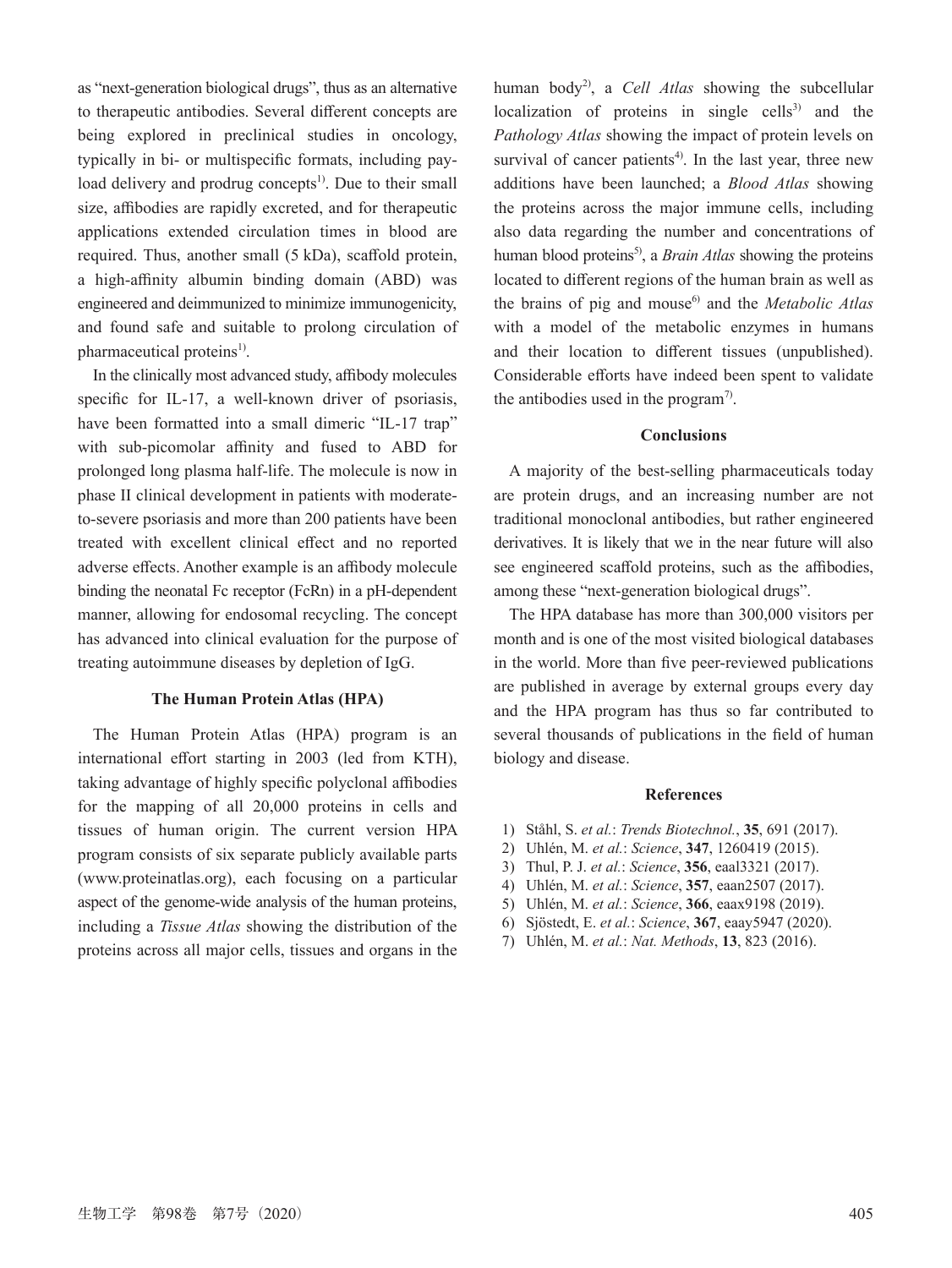as "next-generation biological drugs", thus as an alternative to therapeutic antibodies. Several different concepts are being explored in preclinical studies in oncology, typically in bi- or multispecific formats, including payload delivery and prodrug concepts[1]. Due to their small size, affibodies are rapidly excreted, and for therapeutic applications extended circulation times in blood are required. Thus, another small (5 kDa), scaffold protein, a high-affinity albumin binding domain (ABD) was engineered and deimmunized to minimize immunogenicity, and found safe and suitable to prolong circulation of pharmaceutical proteins[1].

In the clinically most advanced study, affibody molecules specific for IL-17, a well-known driver of psoriasis, have been formatted into a small dimeric "IL-17 trap" with sub-picomolar affinity and fused to ABD for prolonged long plasma half-life. The molecule is now in phase II clinical development in patients with moderate-to-severe psoriasis and more than 200 patients have been treated with excellent clinical effect and no reported adverse effects. Another example is an affibody molecule binding the neonatal Fc receptor (FcRn) in a pH-dependent manner, allowing for endosomal recycling. The concept has advanced into clinical evaluation for the purpose of treating autoimmune diseases by depletion of IgG.

## The Human Protein Atlas (HPA)

The Human Protein Atlas (HPA) program is an international effort starting in 2003 (led from KTH), taking advantage of highly specific polyclonal affibodies for the mapping of all 20,000 proteins in cells and tissues of human origin. The current version HPA program consists of six separate publicly available parts (www.proteinatlas.org), each focusing on a particular aspect of the genome-wide analysis of the human proteins, including a *Tissue Atlas* showing the distribution of the proteins across all major cells, tissues and organs in the human body[2], a *Cell Atlas* showing the subcellular localization of proteins in single cells[3] and the *Pathology Atlas* showing the impact of protein levels on survival of cancer patients[4]. In the last year, three new additions have been launched; a *Blood Atlas* showing the proteins across the major immune cells, including also data regarding the number and concentrations of human blood proteins[5], a *Brain Atlas* showing the proteins located to different regions of the human brain as well as the brains of pig and mouse[6] and the *Metabolic Atlas* with a model of the metabolic enzymes in humans and their location to different tissues (unpublished). Considerable efforts have indeed been spent to validate the antibodies used in the program[7].

## Conclusions

A majority of the best-selling pharmaceuticals today are protein drugs, and an increasing number are not traditional monoclonal antibodies, but rather engineered derivatives. It is likely that we in the near future will also see engineered scaffold proteins, such as the affibodies, among these "next-generation biological drugs".

The HPA database has more than 300,000 visitors per month and is one of the most visited biological databases in the world. More than five peer-reviewed publications are published in average by external groups every day and the HPA program has thus so far contributed to several thousands of publications in the field of human biology and disease.

## References

1) Ståhl, S. *et al.*: *Trends Biotechnol.*, **35**, 691 (2017).
2) Uhlén, M. *et al.*: *Science*, **347**, 1260419 (2015).
3) Thul, P. J. *et al.*: *Science*, **356**, eaal3321 (2017).
4) Uhlén, M. *et al.*: *Science*, **357**, eaan2507 (2017).
5) Uhlén, M. *et al.*: *Science*, **366**, eaax9198 (2019).
6) Sjöstedt, E. *et al.*: *Science*, **367**, eaay5947 (2020).
7) Uhlén, M. *et al.*: *Nat. Methods*, **13**, 823 (2016).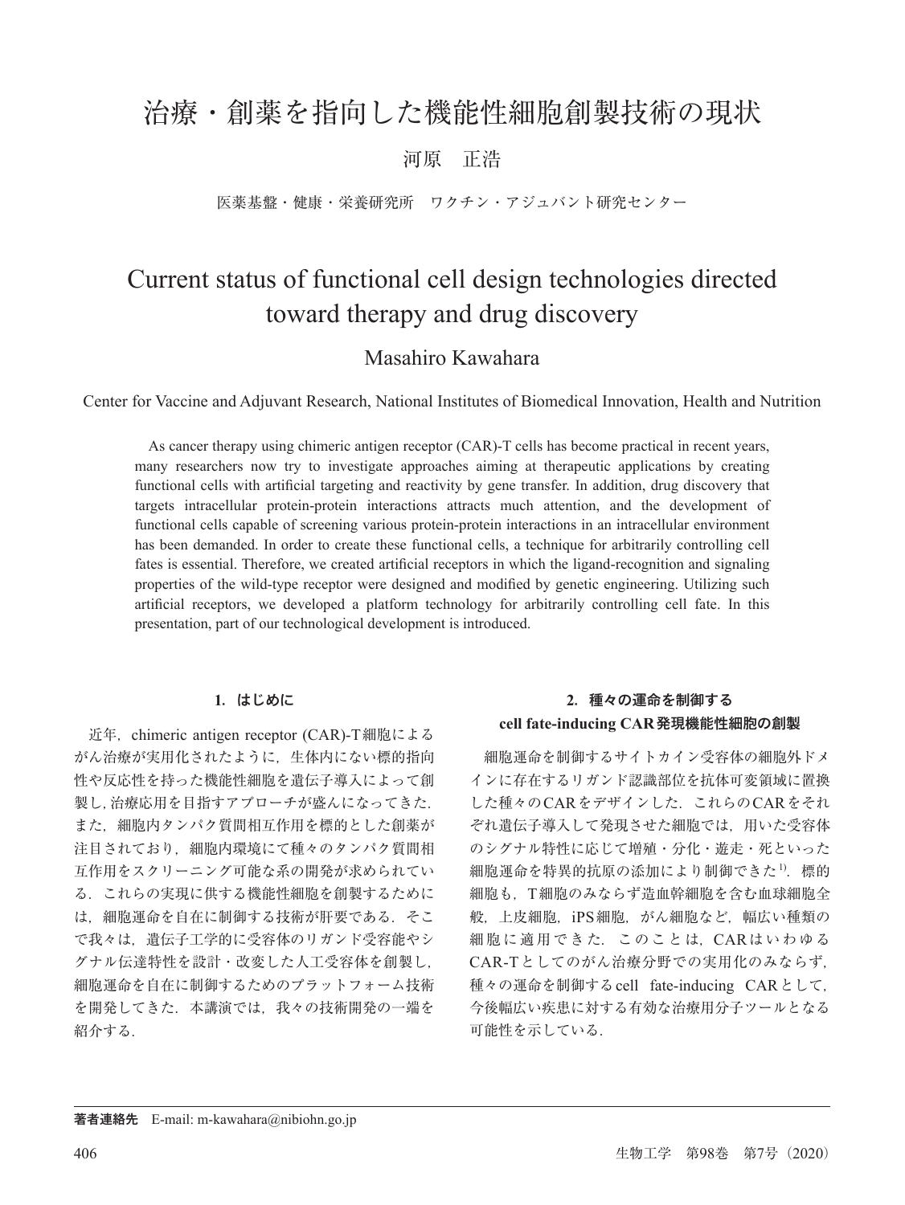# 治療・創薬を指向した機能性細胞創製技術の現状

河原　正浩

医薬基盤・健康・栄養研究所　ワクチン・アジュバント研究センター

# Current status of functional cell design technologies directed toward therapy and drug discovery

Masahiro Kawahara

Center for Vaccine and Adjuvant Research, National Institutes of Biomedical Innovation, Health and Nutrition

As cancer therapy using chimeric antigen receptor (CAR)-T cells has become practical in recent years, many researchers now try to investigate approaches aiming at therapeutic applications by creating functional cells with artificial targeting and reactivity by gene transfer. In addition, drug discovery that targets intracellular protein-protein interactions attracts much attention, and the development of functional cells capable of screening various protein-protein interactions in an intracellular environment has been demanded. In order to create these functional cells, a technique for arbitrarily controlling cell fates is essential. Therefore, we created artificial receptors in which the ligand-recognition and signaling properties of the wild-type receptor were designed and modified by genetic engineering. Utilizing such artificial receptors, we developed a platform technology for arbitrarily controlling cell fate. In this presentation, part of our technological development is introduced.

## 1. はじめに

近年，chimeric antigen receptor (CAR)-T細胞によるがん治療が実用化されたように，生体内にない標的指向性や反応性を持った機能性細胞を遺伝子導入によって創製し，治療応用を目指すアプローチが盛んになってきた．また，細胞内タンパク質間相互作用を標的とした創薬が注目されており，細胞内環境にて種々のタンパク質間相互作用をスクリーニング可能な系の開発が求められている．これらの実現に供する機能性細胞を創製するためには，細胞運命を自在に制御する技術が肝要である．そこで我々は，遺伝子工学的に受容体のリガンド受容能やシグナル伝達特性を設計・改変した人工受容体を創製し，細胞運命を自在に制御するためのプラットフォーム技術を開発してきた．本講演では，我々の技術開発の一端を紹介する．

## 2. 種々の運命を制御する cell fate-inducing CAR発現機能性細胞の創製

細胞運命を制御するサイトカイン受容体の細胞外ドメインに存在するリガンド認識部位を抗体可変領域に置換した種々のCARをデザインした．これらのCARをそれぞれ遺伝子導入して発現させた細胞では，用いた受容体のシグナル特性に応じて増殖・分化・遊走・死といった細胞運命を特異的抗原の添加により制御できた[1]．標的細胞も，T細胞のみならず造血幹細胞を含む血球細胞全般，上皮細胞，iPS細胞，がん細胞など，幅広い種類の細胞に適用できた．このことは，CARはいわゆるCAR-Tとしてのがん治療分野での実用化のみならず，種々の運命を制御するcell fate-inducing CARとして，今後幅広い疾患に対する有効な治療用分子ツールとなる可能性を示している．

**著者連絡先**　E-mail: m-kawahara@nibiohn.go.jp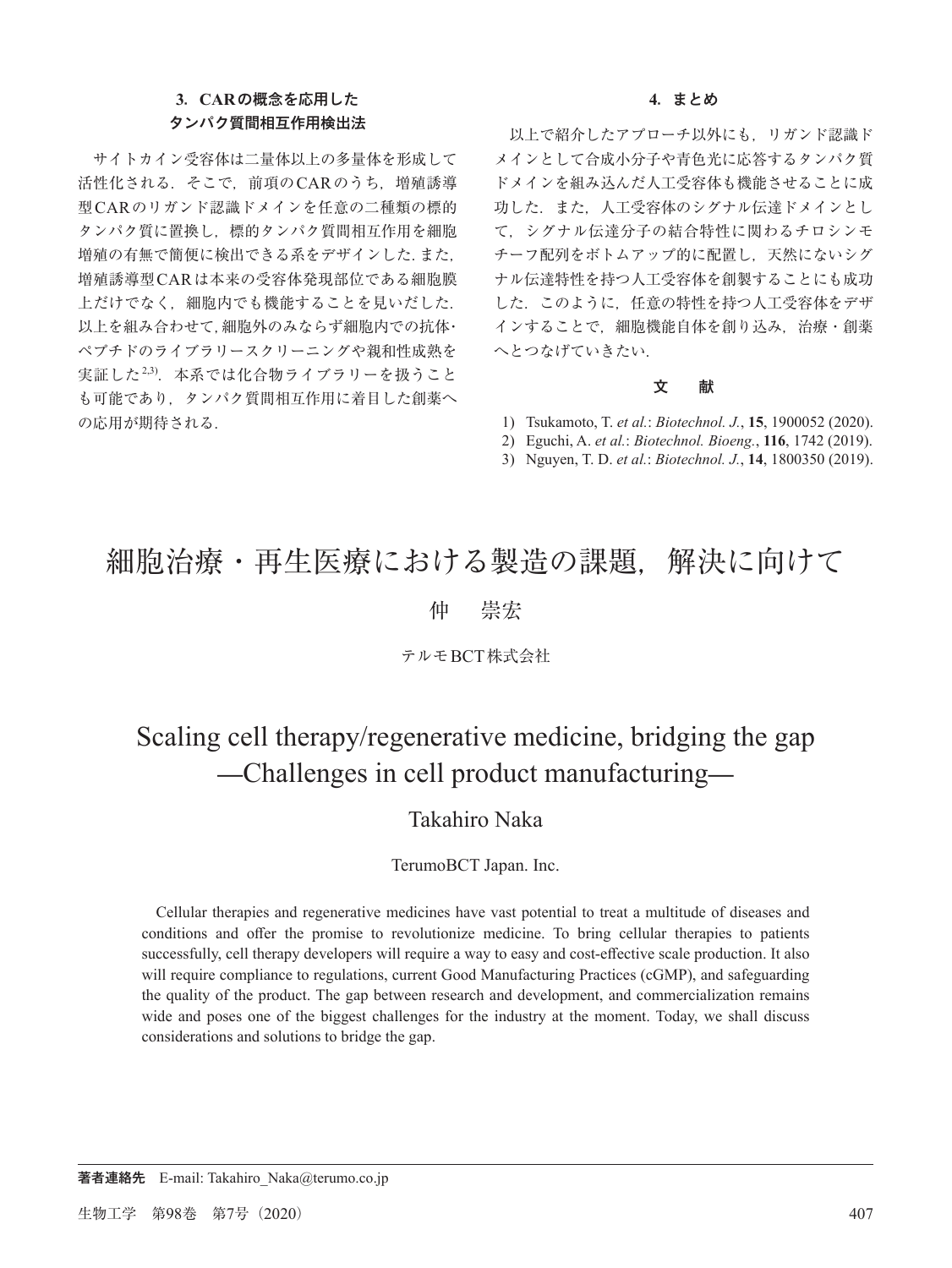### 3. CARの概念を応用したタンパク質間相互作用検出法

サイトカイン受容体は二量体以上の多量体を形成して活性化される．そこで，前項のCARのうち，増殖誘導型CARのリガンド認識ドメインを任意の二種類の標的タンパク質に置換し，標的タンパク質間相互作用を細胞増殖の有無で簡便に検出できる系をデザインした．また，増殖誘導型CARは本来の受容体発現部位である細胞膜上だけでなく，細胞内でも機能することを見いだした．以上を組み合わせて，細胞外のみならず細胞内での抗体・ペプチドのライブラリースクリーニングや親和性成熟を実証した[2,3]．本系では化合物ライブラリーを扱うことも可能であり，タンパク質間相互作用に着目した創薬への応用が期待される．

### 4. まとめ

以上で紹介したアプローチ以外にも，リガンド認識ドメインとして合成小分子や青色光に応答するタンパク質ドメインを組み込んだ人工受容体も機能させることに成功した．また，人工受容体のシグナル伝達ドメインとして，シグナル伝達分子の結合特性に関わるチロシンモチーフ配列をボトムアップ的に配置し，天然にないシグナル伝達特性を持つ人工受容体を創製することにも成功した．このように，任意の特性を持つ人工受容体をデザインすることで，細胞機能自体を創り込み，治療・創薬へとつなげていきたい．

### 文　献

1) Tsukamoto, T. *et al.*: *Biotechnol. J.*, **15**, 1900052 (2020).
2) Eguchi, A. *et al.*: *Biotechnol. Bioeng.*, **116**, 1742 (2019).
3) Nguyen, T. D. *et al.*: *Biotechnol. J.*, **14**, 1800350 (2019).

# 細胞治療・再生医療における製造の課題，解決に向けて

仲　崇宏

テルモBCT株式会社

# Scaling cell therapy/regenerative medicine, bridging the gap —Challenges in cell product manufacturing—

Takahiro Naka

TerumoBCT Japan. Inc.

Cellular therapies and regenerative medicines have vast potential to treat a multitude of diseases and conditions and offer the promise to revolutionize medicine. To bring cellular therapies to patients successfully, cell therapy developers will require a way to easy and cost-effective scale production. It also will require compliance to regulations, current Good Manufacturing Practices (cGMP), and safeguarding the quality of the product. The gap between research and development, and commercialization remains wide and poses one of the biggest challenges for the industry at the moment. Today, we shall discuss considerations and solutions to bridge the gap.

**著者連絡先**　E-mail: Takahiro_Naka@terumo.co.jp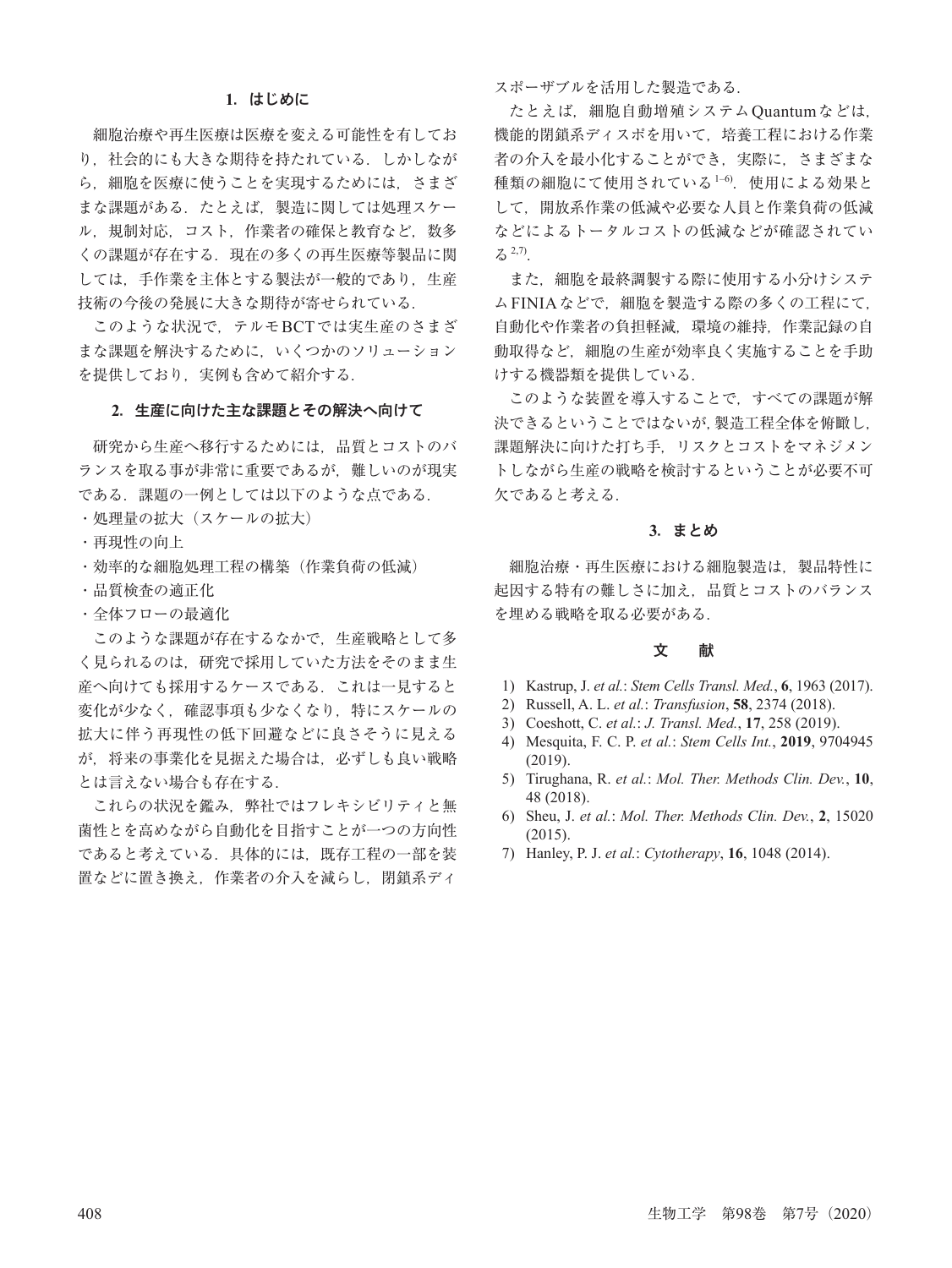## 1. はじめに

細胞治療や再生医療は医療を変える可能性を有しており，社会的にも大きな期待を持たれている．しかしながら，細胞を医療に使うことを実現するためには，さまざまな課題がある．たとえば，製造に関しては処理スケール，規制対応，コスト，作業者の確保と教育など，数多くの課題が存在する．現在の多くの再生医療等製品に関しては，手作業を主体とする製法が一般的であり，生産技術の今後の発展に大きな期待が寄せられている．

このような状況で，テルモBCTでは実生産のさまざまな課題を解決するために，いくつかのソリューションを提供しており，実例も含めて紹介する．

## 2. 生産に向けた主な課題とその解決へ向けて

研究から生産へ移行するためには，品質とコストのバランスを取る事が非常に重要であるが，難しいのが現実である．課題の一例としては以下のような点である．

- ・処理量の拡大（スケールの拡大）
- ・再現性の向上
- ・効率的な細胞処理工程の構築（作業負荷の低減）
- ・品質検査の適正化
- ・全体フローの最適化

このような課題が存在するなかで，生産戦略として多く見られるのは，研究で採用していた方法をそのまま生産へ向けても採用するケースである．これは一見すると変化が少なく，確認事項も少なくなり，特にスケールの拡大に伴う再現性の低下回避などに良さそうに見えるが，将来の事業化を見据えた場合は，必ずしも良い戦略とは言えない場合も存在する．

これらの状況を鑑み，弊社ではフレキシビリティと無菌性とを高めながら自動化を目指すことが一つの方向性であると考えている．具体的には，既存工程の一部を装置などに置き換え，作業者の介入を減らし，閉鎖系ディスポーザブルを活用した製造である．

たとえば，細胞自動増殖システムQuantumなどは，機能的閉鎖系ディスポを用いて，培養工程における作業者の介入を最小化することができ，実際に，さまざまな種類の細胞にて使用されている[1–6]．使用による効果として，開放系作業の低減や必要な人員と作業負荷の低減などによるトータルコストの低減などが確認されている[2,7]．

また，細胞を最終調製する際に使用する小分けシステムFINIAなどで，細胞を製造する際の多くの工程にて，自動化や作業者の負担軽減，環境の維持，作業記録の自動取得など，細胞の生産が効率良く実施することを手助けする機器類を提供している．

このような装置を導入することで，すべての課題が解決できるということではないが，製造工程全体を俯瞰し，課題解決に向けた打ち手，リスクとコストをマネジメントしながら生産の戦略を検討するということが必要不可欠であると考える．

## 3. まとめ

細胞治療・再生医療における細胞製造は，製品特性に起因する特有の難しさに加え，品質とコストのバランスを埋める戦略を取る必要がある．

## 文　献

1) Kastrup, J. *et al.*: *Stem Cells Transl. Med.*, **6**, 1963 (2017).
2) Russell, A. L. *et al.*: *Transfusion*, **58**, 2374 (2018).
3) Coeshott, C. *et al.*: *J. Transl. Med.*, **17**, 258 (2019).
4) Mesquita, F. C. P. *et al.*: *Stem Cells Int.*, **2019**, 9704945 (2019).
5) Tirughana, R. *et al.*: *Mol. Ther. Methods Clin. Dev.*, **10**, 48 (2018).
6) Sheu, J. *et al.*: *Mol. Ther. Methods Clin. Dev.*, **2**, 15020 (2015).
7) Hanley, P. J. *et al.*: *Cytotherapy*, **16**, 1048 (2014).